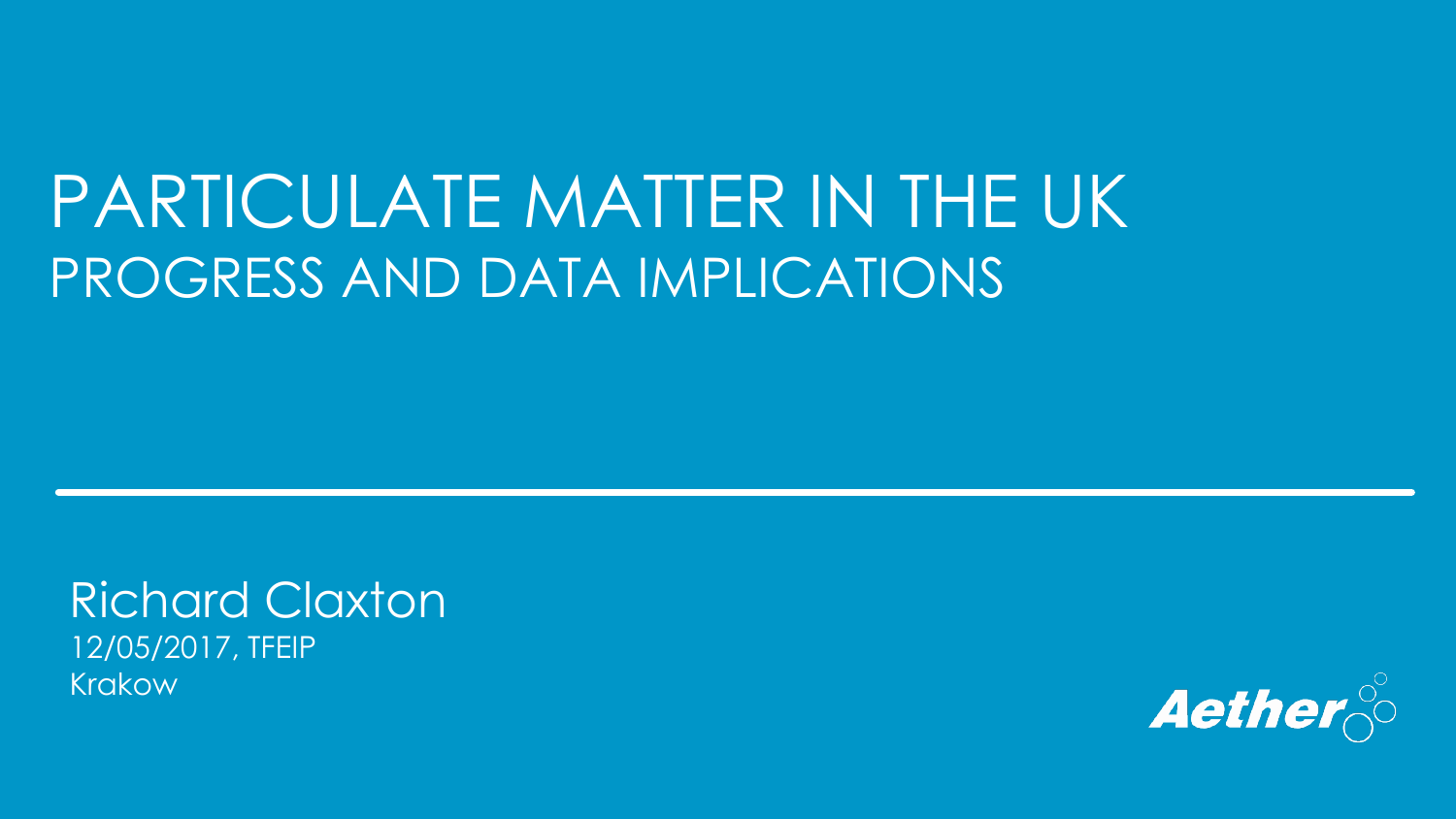# PARTICULATE MATTER IN THE UK

## PROGRESS AND DATA IMPLICATIONS

Richard Claxton

12/05/2017, TFEIP

Krakow

Aether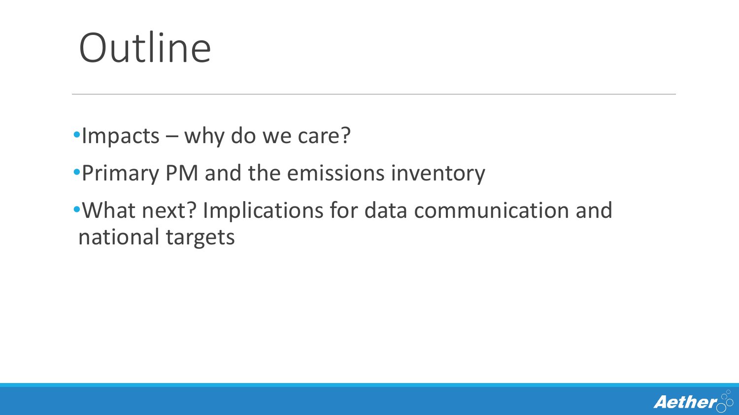# Outline

- Impacts – why do we care?
- Primary PM and the emissions inventory
- What next? Implications for data communication and national targets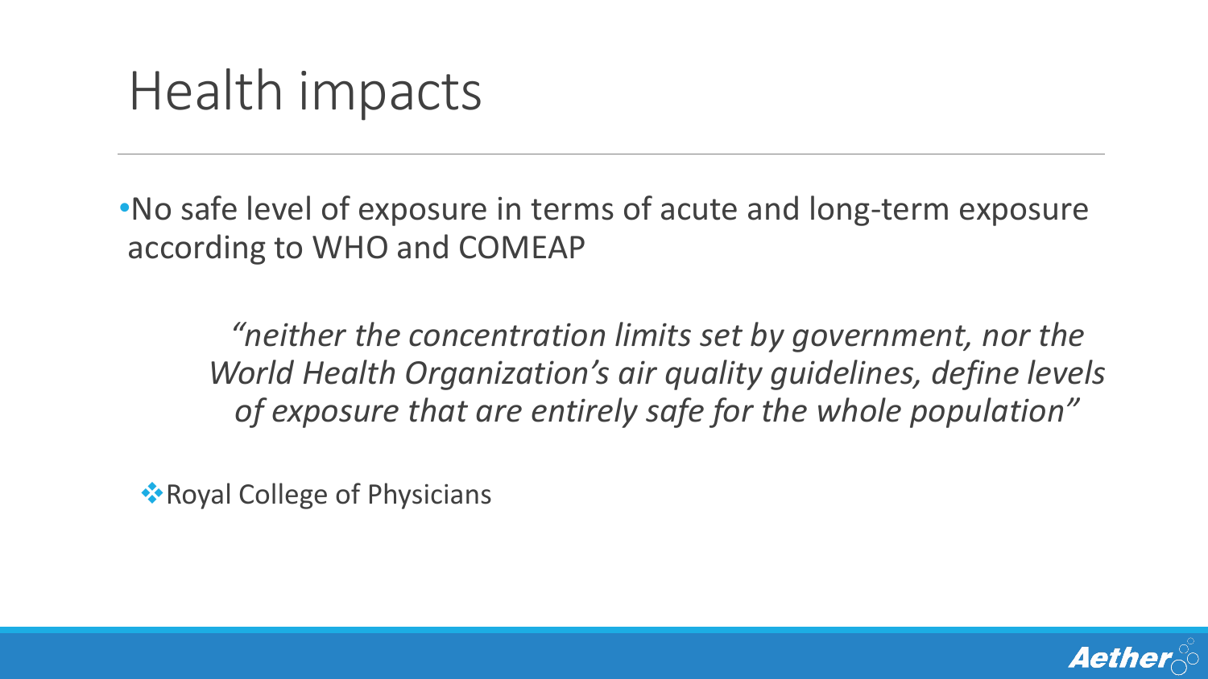# Health impacts

- No safe level of exposure in terms of acute and long-term exposure according to WHO and COMEAP

> *"neither the concentration limits set by government, nor the World Health Organization's air quality guidelines, define levels of exposure that are entirely safe for the whole population"*

- Royal College of Physicians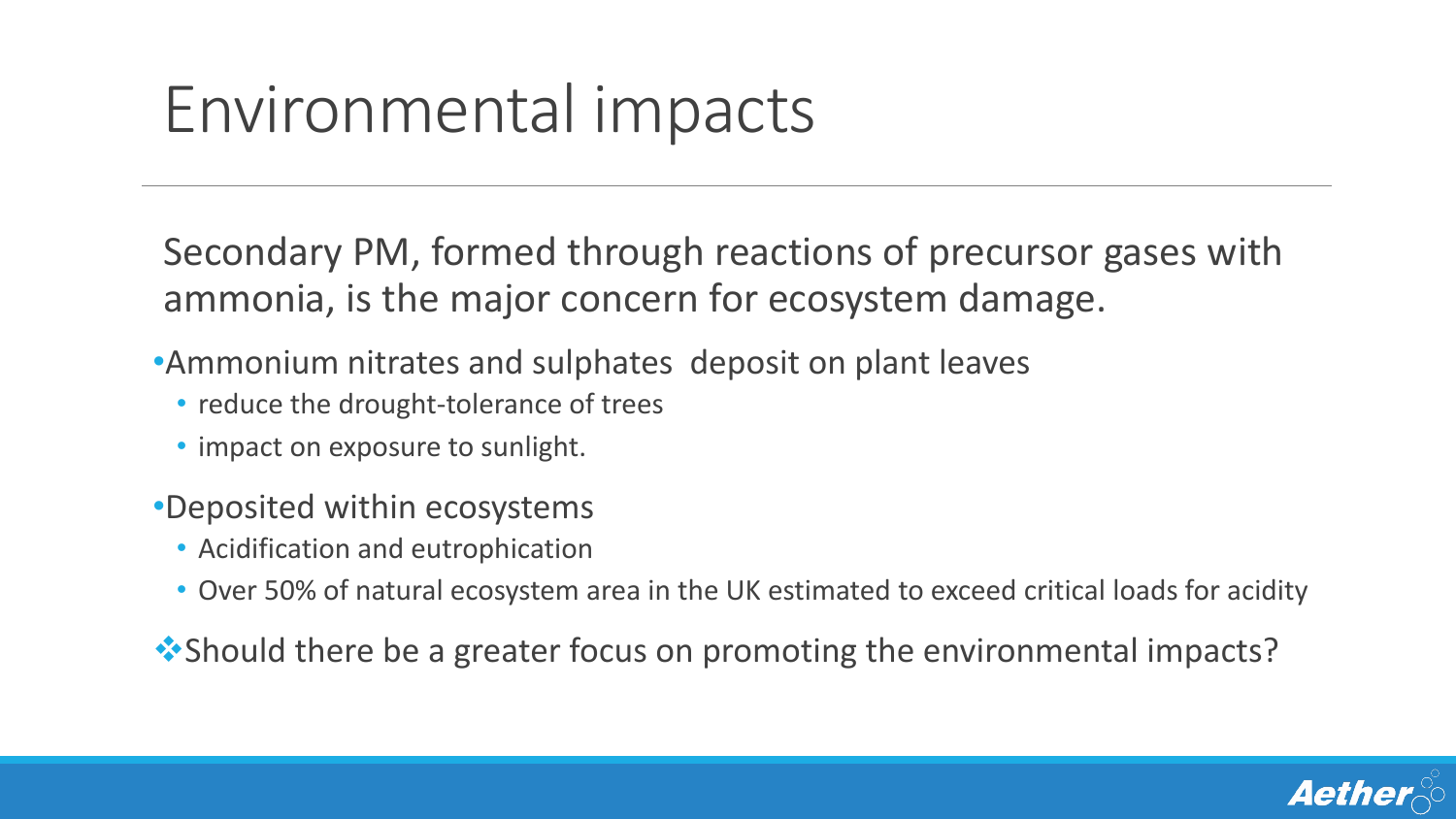# Environmental impacts

Secondary PM, formed through reactions of precursor gases with ammonia, is the major concern for ecosystem damage.

- Ammonium nitrates and sulphates deposit on plant leaves
  - reduce the drought-tolerance of trees
  - impact on exposure to sunlight.
- Deposited within ecosystems
  - Acidification and eutrophication
  - Over 50% of natural ecosystem area in the UK estimated to exceed critical loads for acidity

❖ Should there be a greater focus on promoting the environmental impacts?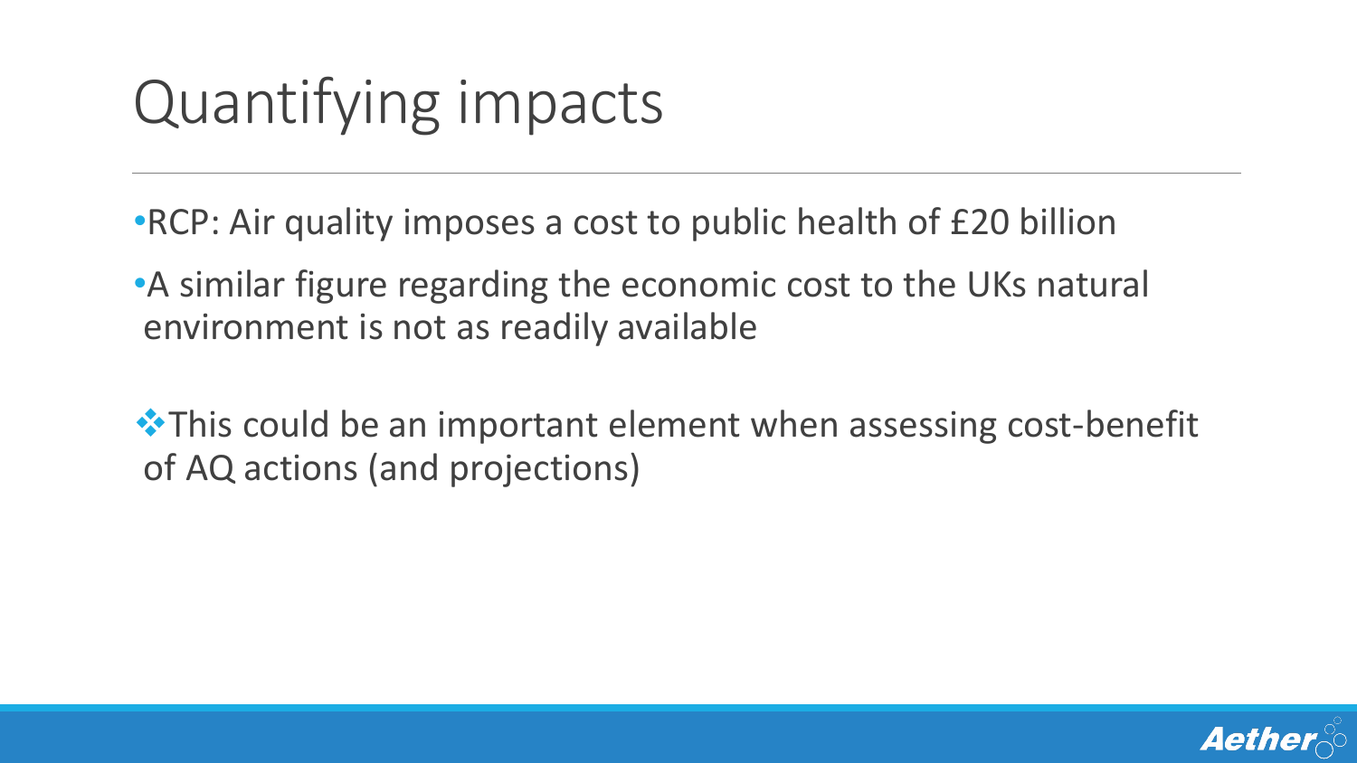# Quantifying impacts

- RCP: Air quality imposes a cost to public health of £20 billion
- A similar figure regarding the economic cost to the UKs natural environment is not as readily available

❖ This could be an important element when assessing cost-benefit of AQ actions (and projections)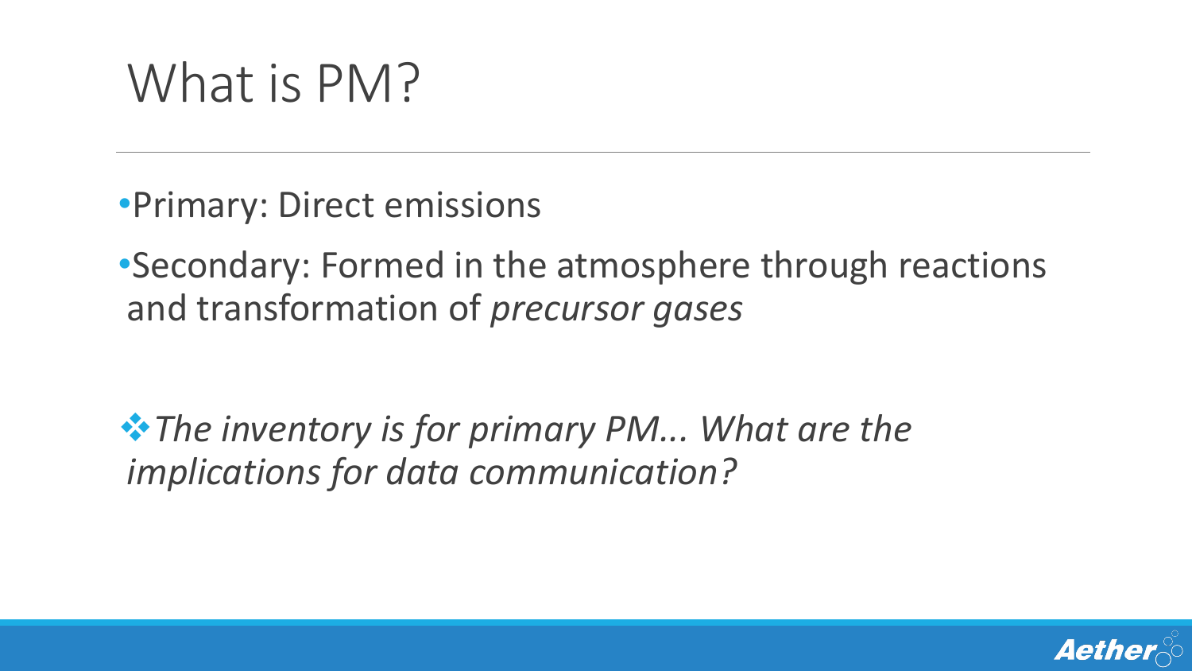# What is PM?

- Primary: Direct emissions
- Secondary: Formed in the atmosphere through reactions and transformation of *precursor gases*

❖ *The inventory is for primary PM... What are the implications for data communication?*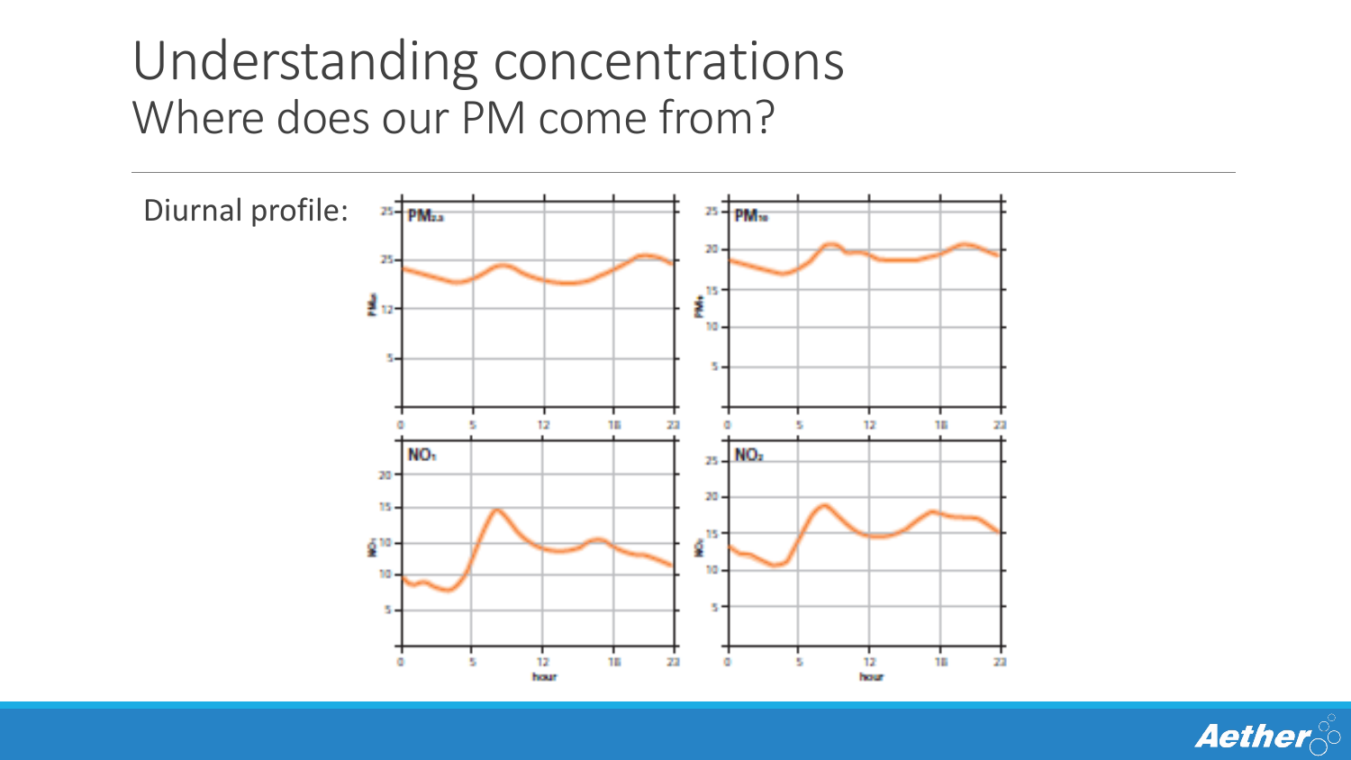# Understanding concentrations

## Where does our PM come from?

Diurnal profile: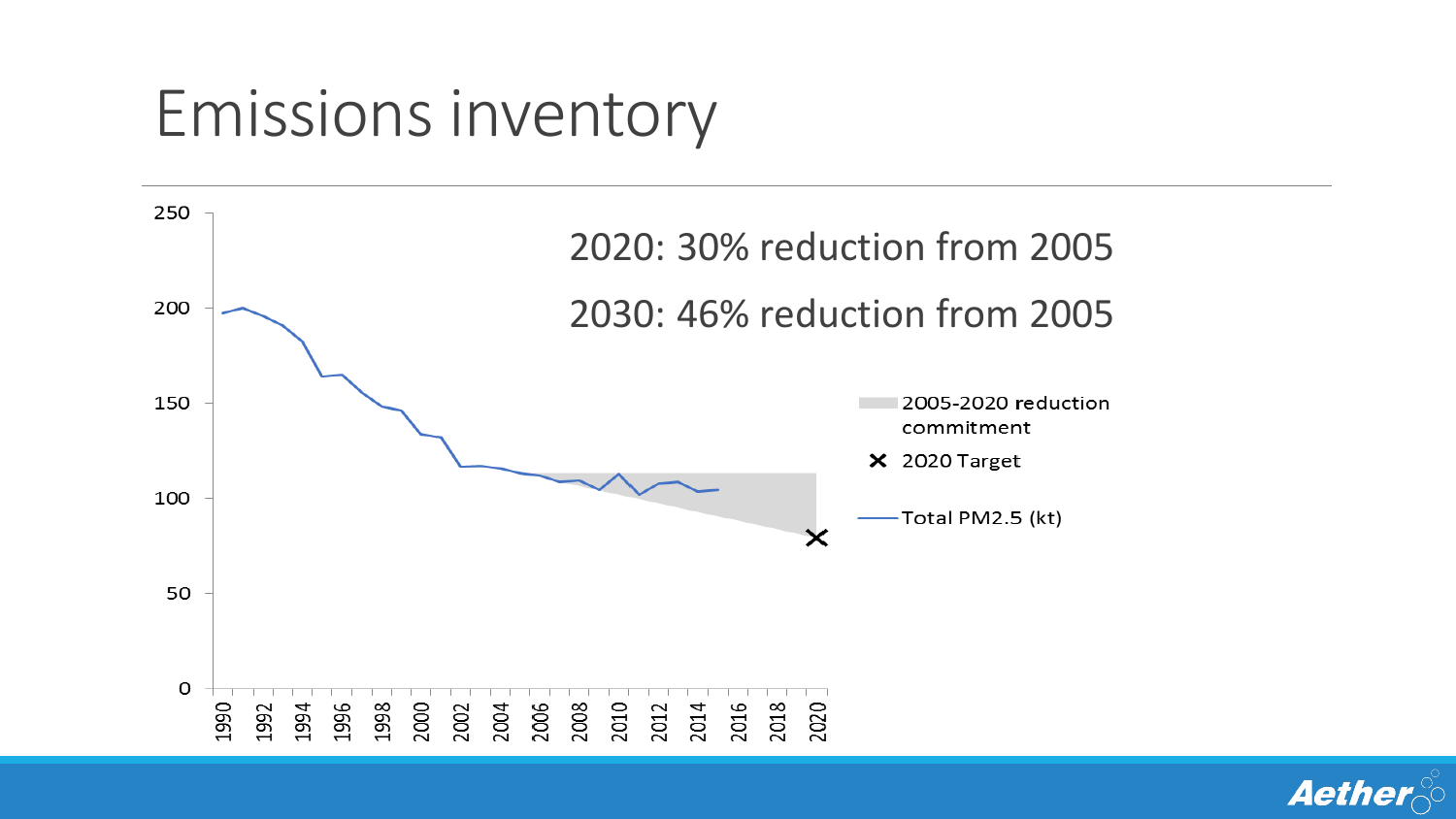# Emissions inventory

2020: 30% reduction from 2005

2030: 46% reduction from 2005

- 2005-2020 reduction commitment
- × 2020 Target
- Total PM2.5 (kt)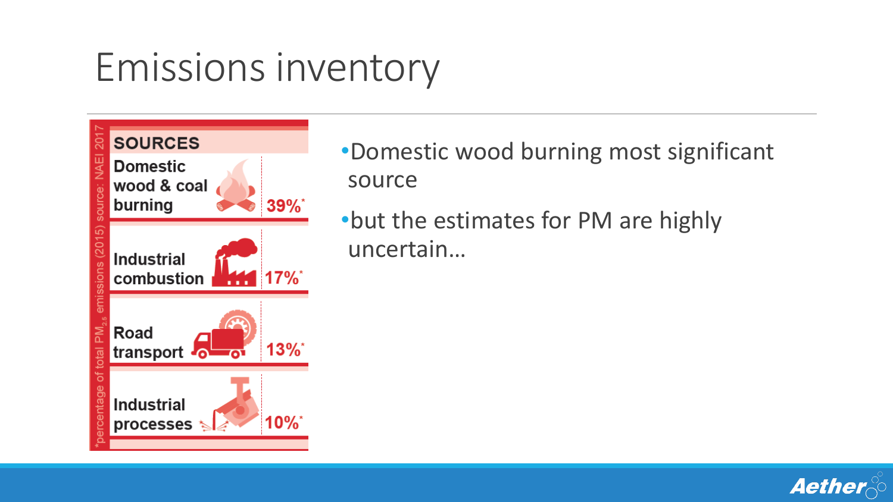# Emissions inventory

| SOURCES | |
|---|---|
| Domestic wood & coal burning | 39%* |
| Industrial combustion | 17%* |
| Road transport | 13%* |
| Industrial processes | 10%* |

*percentage of total $PM_{2.5}$ emissions (2015) source: NAEI 2017

- Domestic wood burning most significant source
- but the estimates for PM are highly uncertain…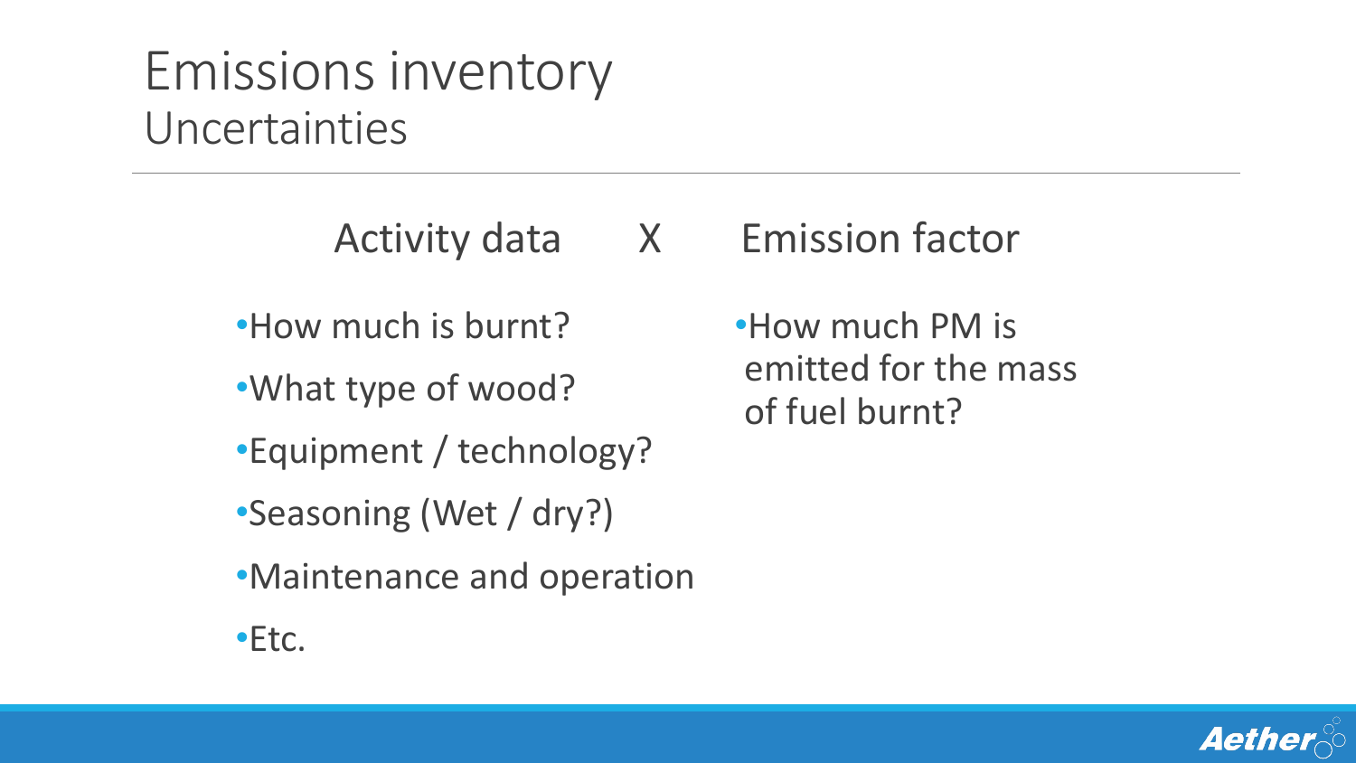# Emissions inventory
## Uncertainties

Activity data X Emission factor

**Activity data**

- How much is burnt?
- What type of wood?
- Equipment / technology?
- Seasoning (Wet / dry?)
- Maintenance and operation
- Etc.

**Emission factor**

- How much PM is emitted for the mass of fuel burnt?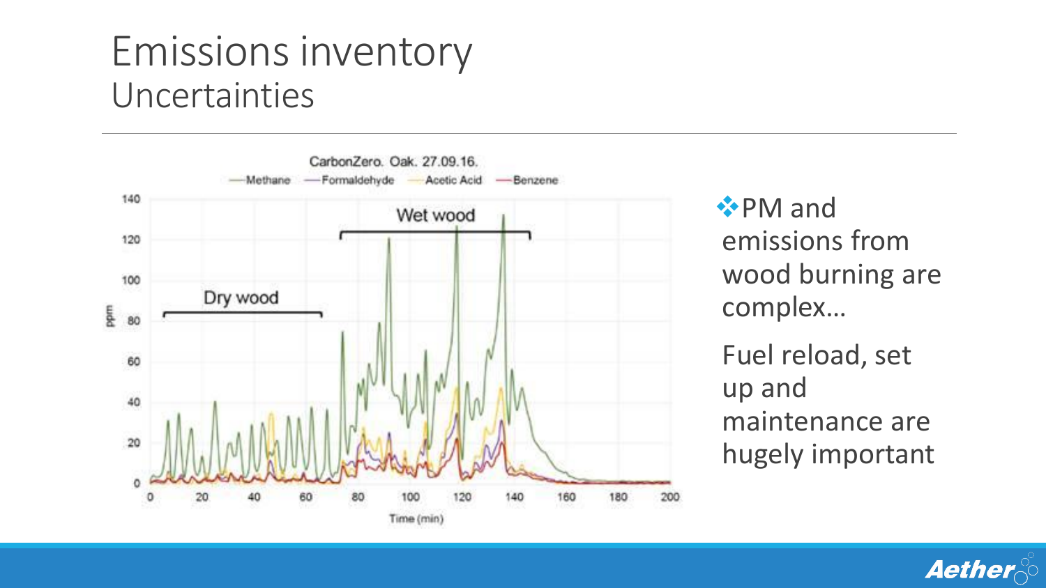# Emissions inventory

## Uncertainties

- PM and emissions from wood burning are complex…

  Fuel reload, set up and maintenance are hugely important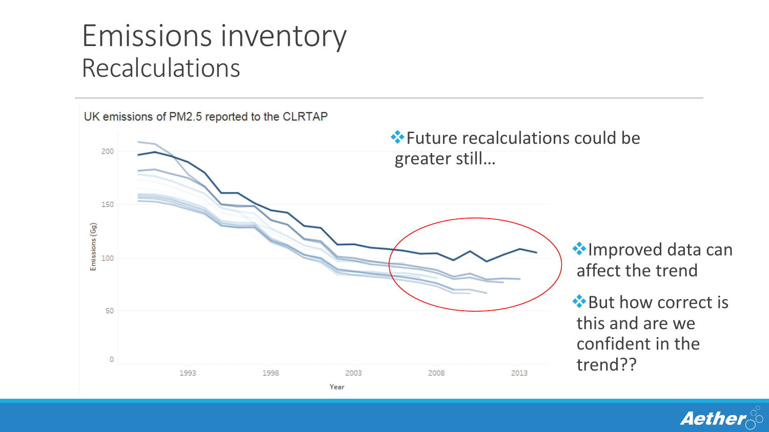# Emissions inventory
## Recalculations

UK emissions of PM2.5 reported to the CLRTAP

- Future recalculations could be greater still…
- Improved data can affect the trend
- But how correct is this and are we confident in the trend??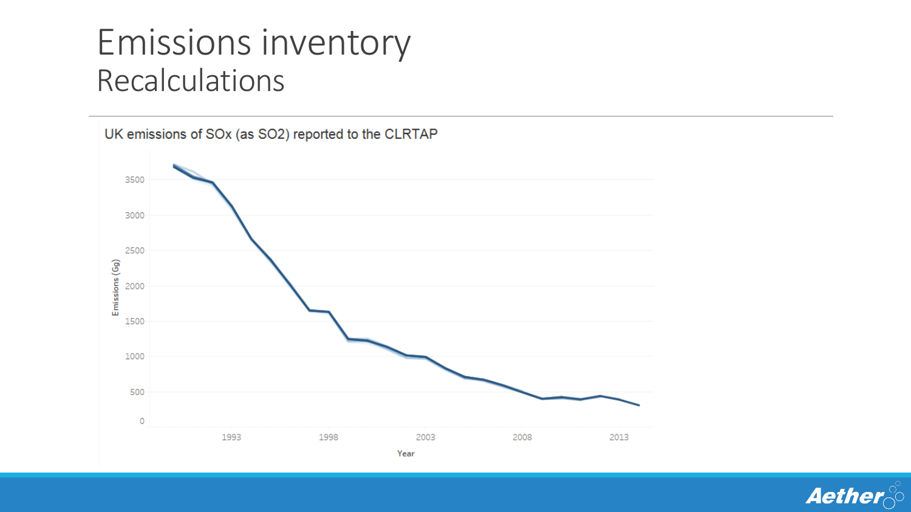# Emissions inventory
## Recalculations

UK emissions of SOx (as SO2) reported to the CLRTAP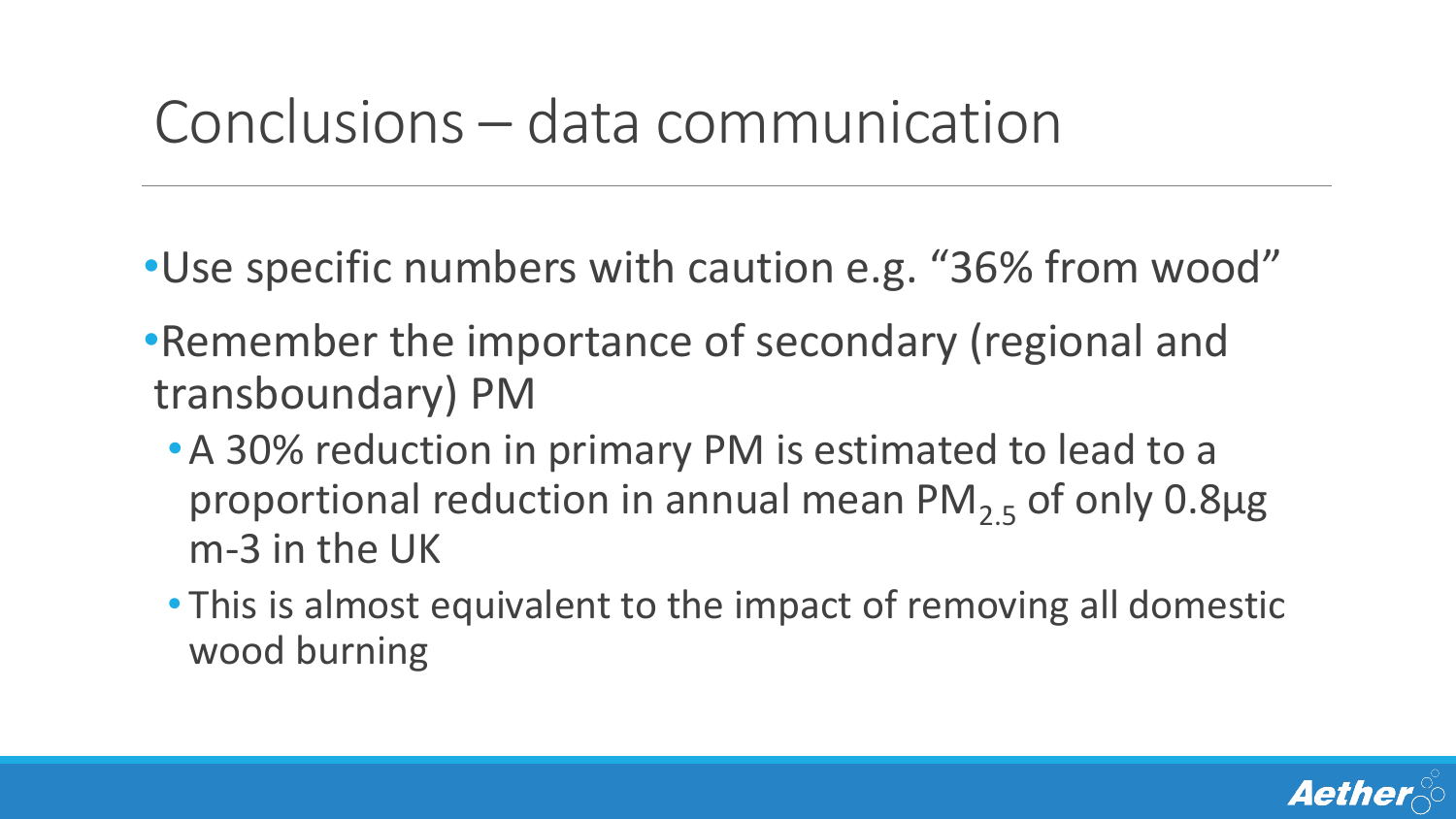# Conclusions – data communication

- Use specific numbers with caution e.g. "36% from wood"
- Remember the importance of secondary (regional and transboundary) PM
  - A 30% reduction in primary PM is estimated to lead to a proportional reduction in annual mean $PM_{2.5}$ of only 0.8µg m-3 in the UK
  - This is almost equivalent to the impact of removing all domestic wood burning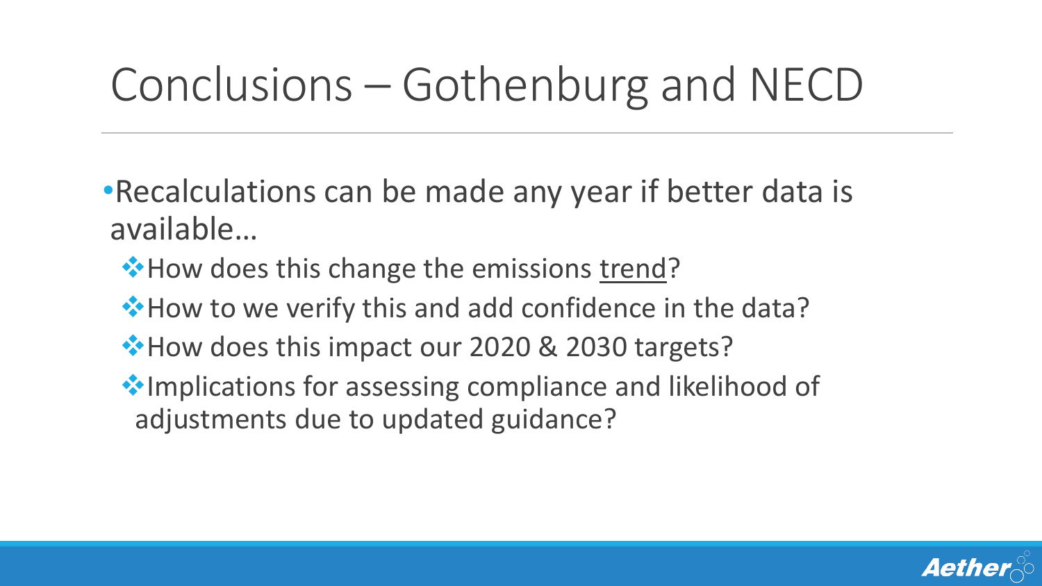# Conclusions – Gothenburg and NECD

- Recalculations can be made any year if better data is available…
  - How does this change the emissions <u>trend</u>?
  - How to we verify this and add confidence in the data?
  - How does this impact our 2020 & 2030 targets?
  - Implications for assessing compliance and likelihood of adjustments due to updated guidance?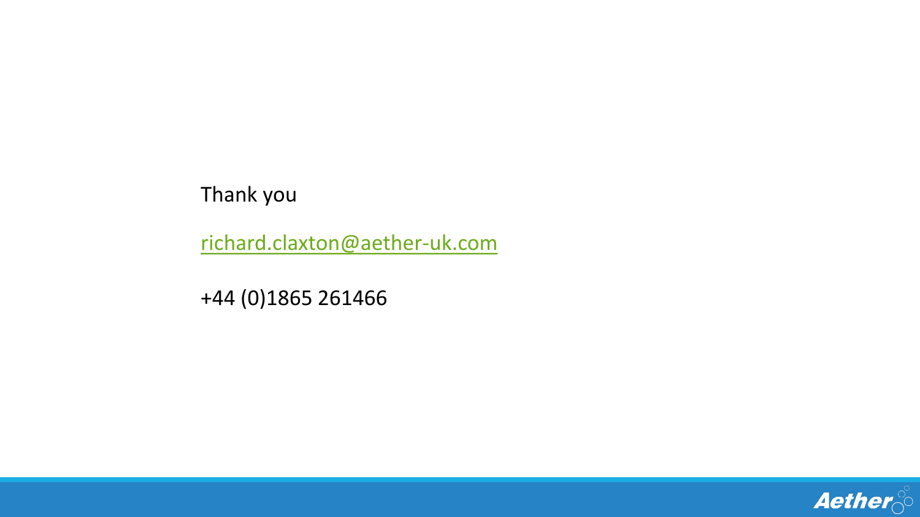Thank you

richard.claxton@aether-uk.com

+44 (0)1865 261466